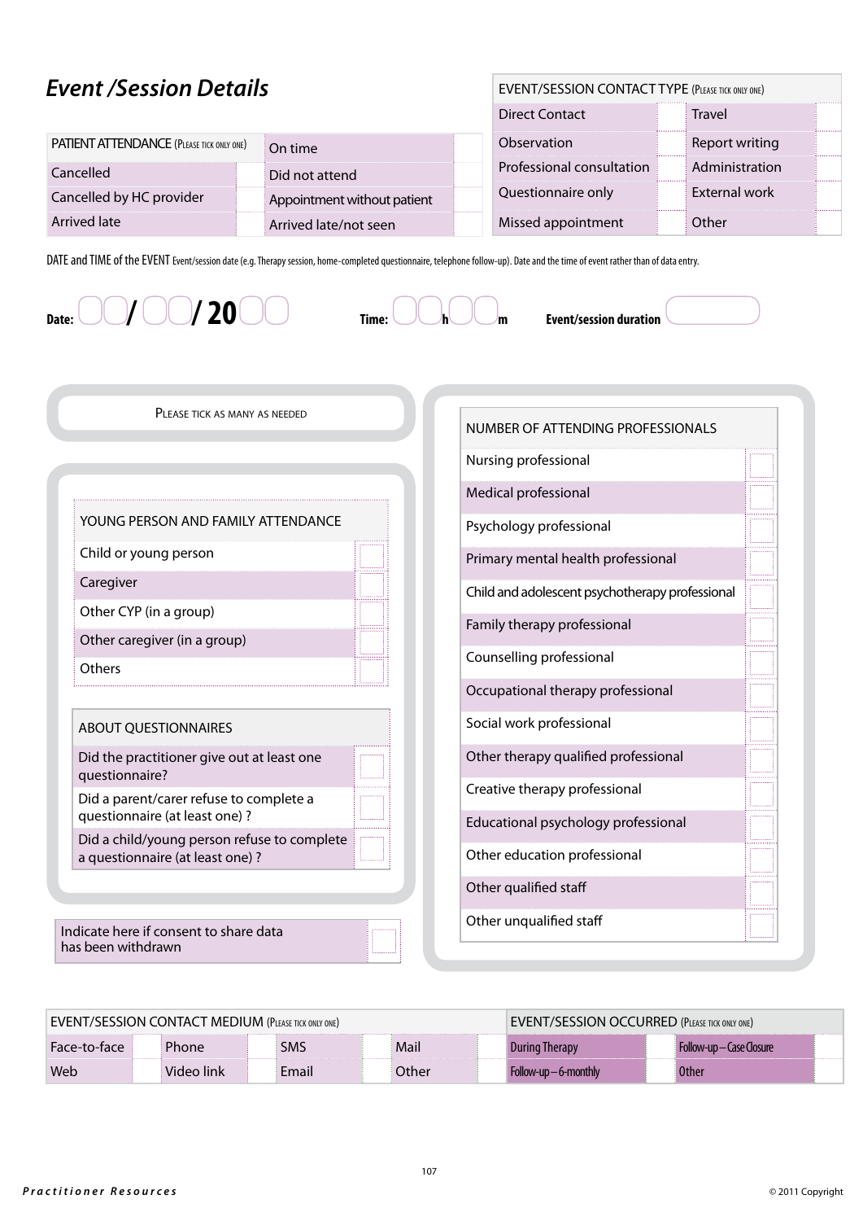## *Event /Session Details*

| PATIENT ATTENDANCE (Please tick only one) | | | |
|---|---|---|---|
| Cancelled | | On time | |
| Cancelled by HC provider | | Did not attend | |
| Arrived late | | Appointment without patient | |
| | | Arrived late/not seen | |

| EVENT/SESSION CONTACT TYPE (Please tick only one) | | | |
|---|---|---|---|
| Direct Contact | | Travel | |
| Observation | | Report writing | |
| Professional consultation | | Administration | |
| Questionnaire only | | External work | |
| Missed appointment | | Other | |

DATE and TIME of the EVENT Event/session date (e.g. Therapy session, home-completed questionnaire, telephone follow-up). Date and the time of event rather than of data entry.

**Date:** ☐☐/☐☐/20☐☐ **Time:** ☐☐h☐☐m **Event/session duration** ☐

Please tick as many as needed

| YOUNG PERSON AND FAMILY ATTENDANCE | |
|---|---|
| Child or young person | |
| Caregiver | |
| Other CYP (in a group) | |
| Other caregiver (in a group) | |
| Others | |

| ABOUT QUESTIONNAIRES | |
|---|---|
| Did the practitioner give out at least one questionnaire? | |
| Did a parent/carer refuse to complete a questionnaire (at least one) ? | |
| Did a child/young person refuse to complete a questionnaire (at least one) ? | |

| Indicate here if consent to share data has been withdrawn | |
|---|---|

| NUMBER OF ATTENDING PROFESSIONALS | |
|---|---|
| Nursing professional | |
| Medical professional | |
| Psychology professional | |
| Primary mental health professional | |
| Child and adolescent psychotherapy professional | |
| Family therapy professional | |
| Counselling professional | |
| Occupational therapy professional | |
| Social work professional | |
| Other therapy qualified professional | |
| Creative therapy professional | |
| Educational psychology professional | |
| Other education professional | |
| Other qualified staff | |
| Other unqualified staff | |

| EVENT/SESSION CONTACT MEDIUM (Please tick only one) | | | | | | | |
|---|---|---|---|---|---|---|---|
| Face-to-face | | Phone | | SMS | | Mail | |
| Web | | Video link | | Email | | Other | |

| EVENT/SESSION OCCURRED (Please tick only one) | | | |
|---|---|---|---|
| During Therapy | | Follow-up – Case Closure | |
| Follow-up – 6-monthly | | Other | |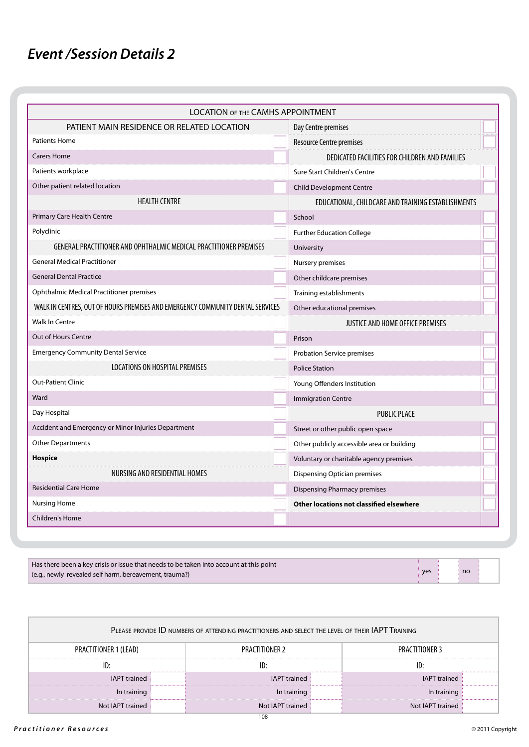# Event /Session Details 2

| LOCATION OF THE CAMHS APPOINTMENT | | | |
|---|---|---|---|
| **PATIENT MAIN RESIDENCE OR RELATED LOCATION** | | Day Centre premises | |
| Patients Home | | Resource Centre premises | |
| Carers Home | | **DEDICATED FACILITIES FOR CHILDREN AND FAMILIES** | |
| Patients workplace | | Sure Start Children's Centre | |
| Other patient related location | | Child Development Centre | |
| **HEALTH CENTRE** | | **EDUCATIONAL, CHILDCARE AND TRAINING ESTABLISHMENTS** | |
| Primary Care Health Centre | | School | |
| Polyclinic | | Further Education College | |
| **GENERAL PRACTITIONER AND OPHTHALMIC MEDICAL PRACTITIONER PREMISES** | | University | |
| General Medical Practitioner | | Nursery premises | |
| General Dental Practice | | Other childcare premises | |
| Ophthalmic Medical Practitioner premises | | Training establishments | |
| **WALK IN CENTRES, OUT OF HOURS PREMISES AND EMERGENCY COMMUNITY DENTAL SERVICES** | | Other educational premises | |
| Walk In Centre | | **JUSTICE AND HOME OFFICE PREMISES** | |
| Out of Hours Centre | | Prison | |
| Emergency Community Dental Service | | Probation Service premises | |
| **LOCATIONS ON HOSPITAL PREMISES** | | Police Station | |
| Out-Patient Clinic | | Young Offenders Institution | |
| Ward | | Immigration Centre | |
| Day Hospital | | **PUBLIC PLACE** | |
| Accident and Emergency or Minor Injuries Department | | Street or other public open space | |
| Other Departments | | Other publicly accessible area or building | |
| **Hospice** | | Voluntary or charitable agency premises | |
| **NURSING AND RESIDENTIAL HOMES** | | Dispensing Optician premises | |
| Residential Care Home | | Dispensing Pharmacy premises | |
| Nursing Home | | **Other locations not classified elsewhere** | |
| Children's Home | | | |

| | | | | |
|---|---|---|---|---|
| Has there been a key crisis or issue that needs to be taken into account at this point (e.g., newly revealed self harm, bereavement, trauma?) | yes | | no | |

| PLEASE PROVIDE ID NUMBERS OF ATTENDING PRACTITIONERS AND SELECT THE LEVEL OF THEIR IAPT TRAINING | | | | | |
|---|---|---|---|---|---|
| PRACTITIONER 1 (LEAD) | | PRACTITIONER 2 | | PRACTITIONER 3 | |
| ID: | | ID: | | ID: | |
| IAPT trained | | IAPT trained | | IAPT trained | |
| In training | | In training | | In training | |
| Not IAPT trained | | Not IAPT trained | | Not IAPT trained | |

Practitioner Resources

© 2011 Copyright